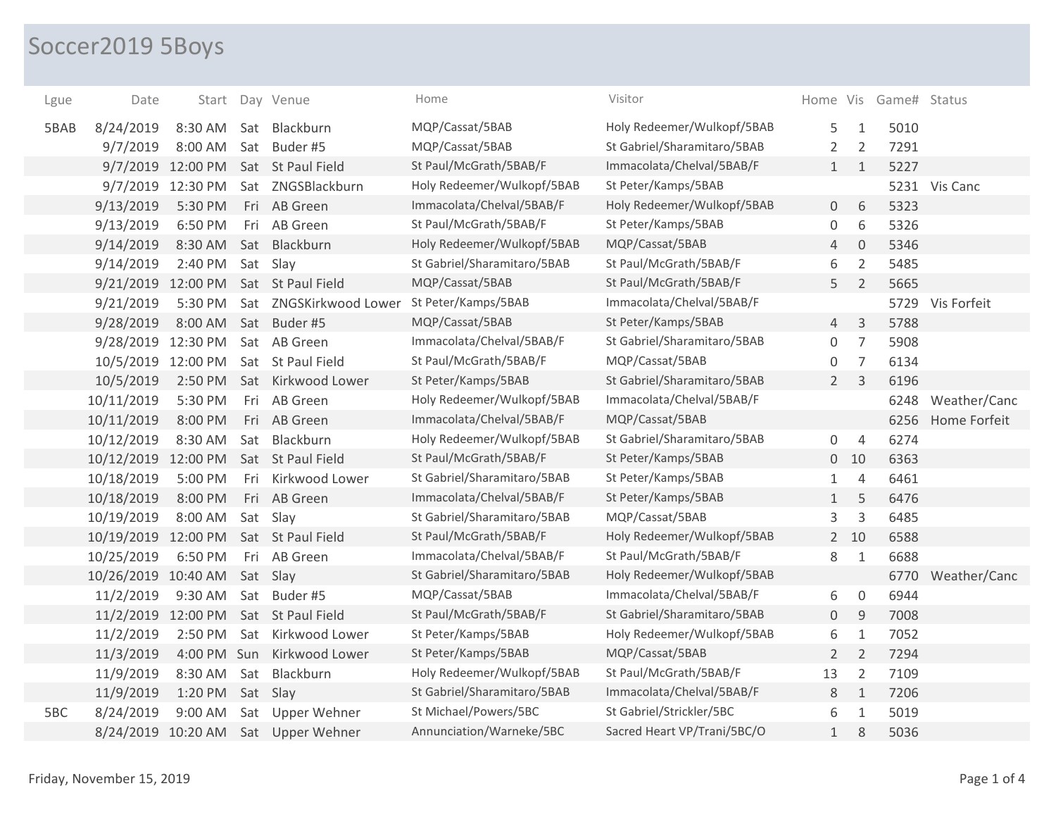# Soccer2019 5Boys

| Lgue | Date | Start | Day | Venue | Home | Visitor | Home | Vis | Game# | Status |
|---|---|---|---|---|---|---|---|---|---|---|
| 5BAB | 8/24/2019 | 8:30 AM | Sat | Blackburn | MQP/Cassat/5BAB | Holy Redeemer/Wulkopf/5BAB | 5 | 1 | 5010 | |
| | 9/7/2019 | 8:00 AM | Sat | Buder #5 | MQP/Cassat/5BAB | St Gabriel/Sharamitaro/5BAB | 2 | 2 | 7291 | |
| | 9/7/2019 | 12:00 PM | Sat | St Paul Field | St Paul/McGrath/5BAB/F | Immacolata/Chelval/5BAB/F | 1 | 1 | 5227 | |
| | 9/7/2019 | 12:30 PM | Sat | ZNGSBlackburn | Holy Redeemer/Wulkopf/5BAB | St Peter/Kamps/5BAB | | | 5231 | Vis Canc |
| | 9/13/2019 | 5:30 PM | Fri | AB Green | Immacolata/Chelval/5BAB/F | Holy Redeemer/Wulkopf/5BAB | 0 | 6 | 5323 | |
| | 9/13/2019 | 6:50 PM | Fri | AB Green | St Paul/McGrath/5BAB/F | St Peter/Kamps/5BAB | 0 | 6 | 5326 | |
| | 9/14/2019 | 8:30 AM | Sat | Blackburn | Holy Redeemer/Wulkopf/5BAB | MQP/Cassat/5BAB | 4 | 0 | 5346 | |
| | 9/14/2019 | 2:40 PM | Sat | Slay | St Gabriel/Sharamitaro/5BAB | St Paul/McGrath/5BAB/F | 6 | 2 | 5485 | |
| | 9/21/2019 | 12:00 PM | Sat | St Paul Field | MQP/Cassat/5BAB | St Paul/McGrath/5BAB/F | 5 | 2 | 5665 | |
| | 9/21/2019 | 5:30 PM | Sat | ZNGSKirkwood Lower | St Peter/Kamps/5BAB | Immacolata/Chelval/5BAB/F | | | 5729 | Vis Forfeit |
| | 9/28/2019 | 8:00 AM | Sat | Buder #5 | MQP/Cassat/5BAB | St Peter/Kamps/5BAB | 4 | 3 | 5788 | |
| | 9/28/2019 | 12:30 PM | Sat | AB Green | Immacolata/Chelval/5BAB/F | St Gabriel/Sharamitaro/5BAB | 0 | 7 | 5908 | |
| | 10/5/2019 | 12:00 PM | Sat | St Paul Field | St Paul/McGrath/5BAB/F | MQP/Cassat/5BAB | 0 | 7 | 6134 | |
| | 10/5/2019 | 2:50 PM | Sat | Kirkwood Lower | St Peter/Kamps/5BAB | St Gabriel/Sharamitaro/5BAB | 2 | 3 | 6196 | |
| | 10/11/2019 | 5:30 PM | Fri | AB Green | Holy Redeemer/Wulkopf/5BAB | Immacolata/Chelval/5BAB/F | | | 6248 | Weather/Canc |
| | 10/11/2019 | 8:00 PM | Fri | AB Green | Immacolata/Chelval/5BAB/F | MQP/Cassat/5BAB | | | 6256 | Home Forfeit |
| | 10/12/2019 | 8:30 AM | Sat | Blackburn | Holy Redeemer/Wulkopf/5BAB | St Gabriel/Sharamitaro/5BAB | 0 | 4 | 6274 | |
| | 10/12/2019 | 12:00 PM | Sat | St Paul Field | St Paul/McGrath/5BAB/F | St Peter/Kamps/5BAB | 0 | 10 | 6363 | |
| | 10/18/2019 | 5:00 PM | Fri | Kirkwood Lower | St Gabriel/Sharamitaro/5BAB | St Peter/Kamps/5BAB | 1 | 4 | 6461 | |
| | 10/18/2019 | 8:00 PM | Fri | AB Green | Immacolata/Chelval/5BAB/F | St Peter/Kamps/5BAB | 1 | 5 | 6476 | |
| | 10/19/2019 | 8:00 AM | Sat | Slay | St Gabriel/Sharamitaro/5BAB | MQP/Cassat/5BAB | 3 | 3 | 6485 | |
| | 10/19/2019 | 12:00 PM | Sat | St Paul Field | St Paul/McGrath/5BAB/F | Holy Redeemer/Wulkopf/5BAB | 2 | 10 | 6588 | |
| | 10/25/2019 | 6:50 PM | Fri | AB Green | Immacolata/Chelval/5BAB/F | St Paul/McGrath/5BAB/F | 8 | 1 | 6688 | |
| | 10/26/2019 | 10:40 AM | Sat | Slay | St Gabriel/Sharamitaro/5BAB | Holy Redeemer/Wulkopf/5BAB | | | 6770 | Weather/Canc |
| | 11/2/2019 | 9:30 AM | Sat | Buder #5 | MQP/Cassat/5BAB | Immacolata/Chelval/5BAB/F | 6 | 0 | 6944 | |
| | 11/2/2019 | 12:00 PM | Sat | St Paul Field | St Paul/McGrath/5BAB/F | St Gabriel/Sharamitaro/5BAB | 0 | 9 | 7008 | |
| | 11/2/2019 | 2:50 PM | Sat | Kirkwood Lower | St Peter/Kamps/5BAB | Holy Redeemer/Wulkopf/5BAB | 6 | 1 | 7052 | |
| | 11/3/2019 | 4:00 PM | Sun | Kirkwood Lower | St Peter/Kamps/5BAB | MQP/Cassat/5BAB | 2 | 2 | 7294 | |
| | 11/9/2019 | 8:30 AM | Sat | Blackburn | Holy Redeemer/Wulkopf/5BAB | St Paul/McGrath/5BAB/F | 13 | 2 | 7109 | |
| | 11/9/2019 | 1:20 PM | Sat | Slay | St Gabriel/Sharamitaro/5BAB | Immacolata/Chelval/5BAB/F | 8 | 1 | 7206 | |
| 5BC | 8/24/2019 | 9:00 AM | Sat | Upper Wehner | St Michael/Powers/5BC | St Gabriel/Strickler/5BC | 6 | 1 | 5019 | |
| | 8/24/2019 | 10:20 AM | Sat | Upper Wehner | Annunciation/Warneke/5BC | Sacred Heart VP/Trani/5BC/O | 1 | 8 | 5036 | |

Friday, November 15, 2019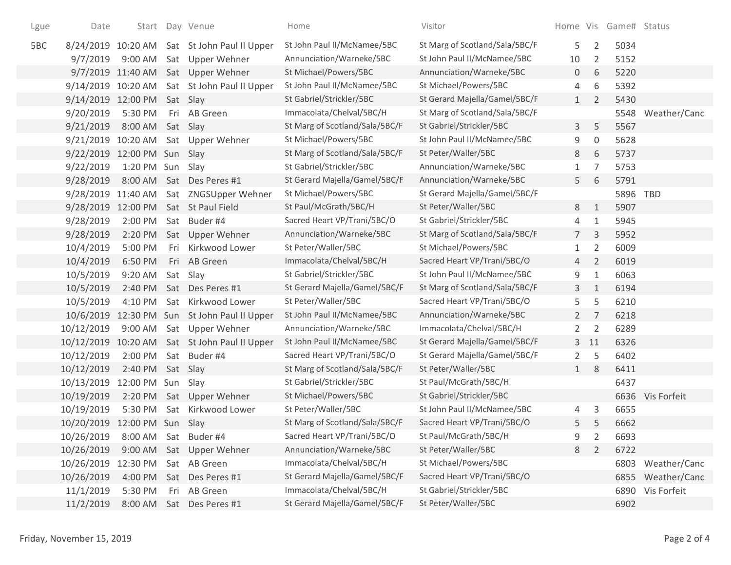| Lgue | Date | Start | Day | Venue | Home | Visitor | Home | Vis | Game# | Status |
|---|---|---|---|---|---|---|---|---|---|---|
| 5BC | 8/24/2019 | 10:20 AM | Sat | St John Paul II Upper | St John Paul II/McNamee/5BC | St Marg of Scotland/Sala/5BC/F | 5 | 2 | 5034 | |
| | 9/7/2019 | 9:00 AM | Sat | Upper Wehner | Annunciation/Warneke/5BC | St John Paul II/McNamee/5BC | 10 | 2 | 5152 | |
| | 9/7/2019 | 11:40 AM | Sat | Upper Wehner | St Michael/Powers/5BC | Annunciation/Warneke/5BC | 0 | 6 | 5220 | |
| | 9/14/2019 | 10:20 AM | Sat | St John Paul II Upper | St John Paul II/McNamee/5BC | St Michael/Powers/5BC | 4 | 6 | 5392 | |
| | 9/14/2019 | 12:00 PM | Sat | Slay | St Gabriel/Strickler/5BC | St Gerard Majella/Gamel/5BC/F | 1 | 2 | 5430 | |
| | 9/20/2019 | 5:30 PM | Fri | AB Green | Immacolata/Chelval/5BC/H | St Marg of Scotland/Sala/5BC/F | | | 5548 | Weather/Canc |
| | 9/21/2019 | 8:00 AM | Sat | Slay | St Marg of Scotland/Sala/5BC/F | St Gabriel/Strickler/5BC | 3 | 5 | 5567 | |
| | 9/21/2019 | 10:20 AM | Sat | Upper Wehner | St Michael/Powers/5BC | St John Paul II/McNamee/5BC | 9 | 0 | 5628 | |
| | 9/22/2019 | 12:00 PM | Sun | Slay | St Marg of Scotland/Sala/5BC/F | St Peter/Waller/5BC | 8 | 6 | 5737 | |
| | 9/22/2019 | 1:20 PM | Sun | Slay | St Gabriel/Strickler/5BC | Annunciation/Warneke/5BC | 1 | 7 | 5753 | |
| | 9/28/2019 | 8:00 AM | Sat | Des Peres #1 | St Gerard Majella/Gamel/5BC/F | Annunciation/Warneke/5BC | 5 | 6 | 5791 | |
| | 9/28/2019 | 11:40 AM | Sat | ZNGSUpper Wehner | St Michael/Powers/5BC | St Gerard Majella/Gamel/5BC/F | | | 5896 | TBD |
| | 9/28/2019 | 12:00 PM | Sat | St Paul Field | St Paul/McGrath/5BC/H | St Peter/Waller/5BC | 8 | 1 | 5907 | |
| | 9/28/2019 | 2:00 PM | Sat | Buder #4 | Sacred Heart VP/Trani/5BC/O | St Gabriel/Strickler/5BC | 4 | 1 | 5945 | |
| | 9/28/2019 | 2:20 PM | Sat | Upper Wehner | Annunciation/Warneke/5BC | St Marg of Scotland/Sala/5BC/F | 7 | 3 | 5952 | |
| | 10/4/2019 | 5:00 PM | Fri | Kirkwood Lower | St Peter/Waller/5BC | St Michael/Powers/5BC | 1 | 2 | 6009 | |
| | 10/4/2019 | 6:50 PM | Fri | AB Green | Immacolata/Chelval/5BC/H | Sacred Heart VP/Trani/5BC/O | 4 | 2 | 6019 | |
| | 10/5/2019 | 9:20 AM | Sat | Slay | St Gabriel/Strickler/5BC | St John Paul II/McNamee/5BC | 9 | 1 | 6063 | |
| | 10/5/2019 | 2:40 PM | Sat | Des Peres #1 | St Gerard Majella/Gamel/5BC/F | St Marg of Scotland/Sala/5BC/F | 3 | 1 | 6194 | |
| | 10/5/2019 | 4:10 PM | Sat | Kirkwood Lower | St Peter/Waller/5BC | Sacred Heart VP/Trani/5BC/O | 5 | 5 | 6210 | |
| | 10/6/2019 | 12:30 PM | Sun | St John Paul II Upper | St John Paul II/McNamee/5BC | Annunciation/Warneke/5BC | 2 | 7 | 6218 | |
| | 10/12/2019 | 9:00 AM | Sat | Upper Wehner | Annunciation/Warneke/5BC | Immacolata/Chelval/5BC/H | 2 | 2 | 6289 | |
| | 10/12/2019 | 10:20 AM | Sat | St John Paul II Upper | St John Paul II/McNamee/5BC | St Gerard Majella/Gamel/5BC/F | 3 | 11 | 6326 | |
| | 10/12/2019 | 2:00 PM | Sat | Buder #4 | Sacred Heart VP/Trani/5BC/O | St Gerard Majella/Gamel/5BC/F | 2 | 5 | 6402 | |
| | 10/12/2019 | 2:40 PM | Sat | Slay | St Marg of Scotland/Sala/5BC/F | St Peter/Waller/5BC | 1 | 8 | 6411 | |
| | 10/13/2019 | 12:00 PM | Sun | Slay | St Gabriel/Strickler/5BC | St Paul/McGrath/5BC/H | | | 6437 | |
| | 10/19/2019 | 2:20 PM | Sat | Upper Wehner | St Michael/Powers/5BC | St Gabriel/Strickler/5BC | | | 6636 | Vis Forfeit |
| | 10/19/2019 | 5:30 PM | Sat | Kirkwood Lower | St Peter/Waller/5BC | St John Paul II/McNamee/5BC | 4 | 3 | 6655 | |
| | 10/20/2019 | 12:00 PM | Sun | Slay | St Marg of Scotland/Sala/5BC/F | Sacred Heart VP/Trani/5BC/O | 5 | 5 | 6662 | |
| | 10/26/2019 | 8:00 AM | Sat | Buder #4 | Sacred Heart VP/Trani/5BC/O | St Paul/McGrath/5BC/H | 9 | 2 | 6693 | |
| | 10/26/2019 | 9:00 AM | Sat | Upper Wehner | Annunciation/Warneke/5BC | St Peter/Waller/5BC | 8 | 2 | 6722 | |
| | 10/26/2019 | 12:30 PM | Sat | AB Green | Immacolata/Chelval/5BC/H | St Michael/Powers/5BC | | | 6803 | Weather/Canc |
| | 10/26/2019 | 4:00 PM | Sat | Des Peres #1 | St Gerard Majella/Gamel/5BC/F | Sacred Heart VP/Trani/5BC/O | | | 6855 | Weather/Canc |
| | 11/1/2019 | 5:30 PM | Fri | AB Green | Immacolata/Chelval/5BC/H | St Gabriel/Strickler/5BC | | | 6890 | Vis Forfeit |
| | 11/2/2019 | 8:00 AM | Sat | Des Peres #1 | St Gerard Majella/Gamel/5BC/F | St Peter/Waller/5BC | | | 6902 | |

Friday, November 15, 2019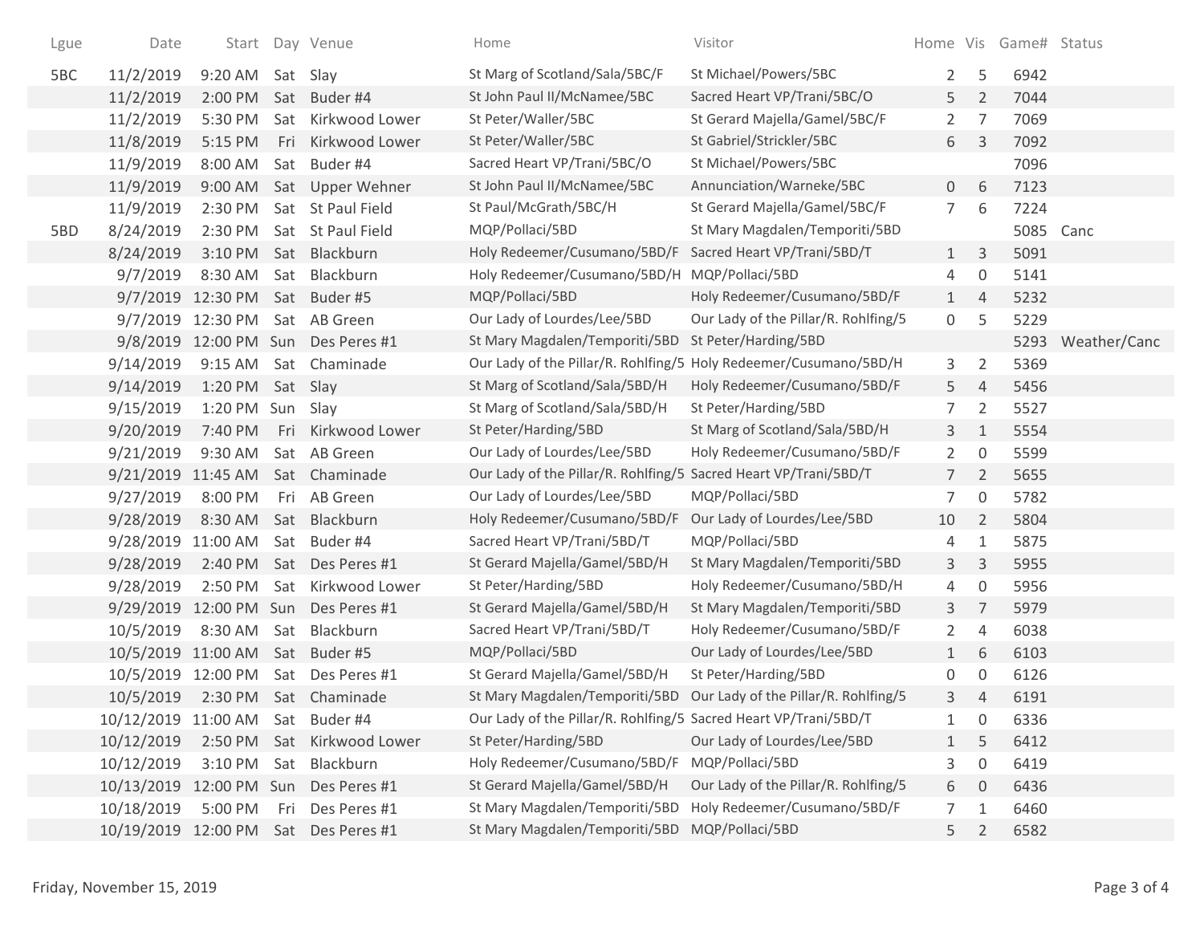| Lgue | Date | Start | Day | Venue | Home | Visitor | Home | Vis | Game# | Status |
|---|---|---|---|---|---|---|---|---|---|---|
| 5BC | 11/2/2019 | 9:20 AM | Sat | Slay | St Marg of Scotland/Sala/5BC/F | St Michael/Powers/5BC | 2 | 5 | 6942 | |
| | 11/2/2019 | 2:00 PM | Sat | Buder #4 | St John Paul II/McNamee/5BC | Sacred Heart VP/Trani/5BC/O | 5 | 2 | 7044 | |
| | 11/2/2019 | 5:30 PM | Sat | Kirkwood Lower | St Peter/Waller/5BC | St Gerard Majella/Gamel/5BC/F | 2 | 7 | 7069 | |
| | 11/8/2019 | 5:15 PM | Fri | Kirkwood Lower | St Peter/Waller/5BC | St Gabriel/Strickler/5BC | 6 | 3 | 7092 | |
| | 11/9/2019 | 8:00 AM | Sat | Buder #4 | Sacred Heart VP/Trani/5BC/O | St Michael/Powers/5BC | | | 7096 | |
| | 11/9/2019 | 9:00 AM | Sat | Upper Wehner | St John Paul II/McNamee/5BC | Annunciation/Warneke/5BC | 0 | 6 | 7123 | |
| | 11/9/2019 | 2:30 PM | Sat | St Paul Field | St Paul/McGrath/5BC/H | St Gerard Majella/Gamel/5BC/F | 7 | 6 | 7224 | |
| 5BD | 8/24/2019 | 2:30 PM | Sat | St Paul Field | MQP/Pollaci/5BD | St Mary Magdalen/Temporiti/5BD | | | 5085 | Canc |
| | 8/24/2019 | 3:10 PM | Sat | Blackburn | Holy Redeemer/Cusumano/5BD/F | Sacred Heart VP/Trani/5BD/T | 1 | 3 | 5091 | |
| | 9/7/2019 | 8:30 AM | Sat | Blackburn | Holy Redeemer/Cusumano/5BD/H | MQP/Pollaci/5BD | 4 | 0 | 5141 | |
| | 9/7/2019 | 12:30 PM | Sat | Buder #5 | MQP/Pollaci/5BD | Holy Redeemer/Cusumano/5BD/F | 1 | 4 | 5232 | |
| | 9/7/2019 | 12:30 PM | Sat | AB Green | Our Lady of Lourdes/Lee/5BD | Our Lady of the Pillar/R. Rohlfing/5 | 0 | 5 | 5229 | |
| | 9/8/2019 | 12:00 PM | Sun | Des Peres #1 | St Mary Magdalen/Temporiti/5BD | St Peter/Harding/5BD | | | 5293 | Weather/Canc |
| | 9/14/2019 | 9:15 AM | Sat | Chaminade | Our Lady of the Pillar/R. Rohlfing/5 | Holy Redeemer/Cusumano/5BD/H | 3 | 2 | 5369 | |
| | 9/14/2019 | 1:20 PM | Sat | Slay | St Marg of Scotland/Sala/5BD/H | Holy Redeemer/Cusumano/5BD/F | 5 | 4 | 5456 | |
| | 9/15/2019 | 1:20 PM | Sun | Slay | St Marg of Scotland/Sala/5BD/H | St Peter/Harding/5BD | 7 | 2 | 5527 | |
| | 9/20/2019 | 7:40 PM | Fri | Kirkwood Lower | St Peter/Harding/5BD | St Marg of Scotland/Sala/5BD/H | 3 | 1 | 5554 | |
| | 9/21/2019 | 9:30 AM | Sat | AB Green | Our Lady of Lourdes/Lee/5BD | Holy Redeemer/Cusumano/5BD/F | 2 | 0 | 5599 | |
| | 9/21/2019 | 11:45 AM | Sat | Chaminade | Our Lady of the Pillar/R. Rohlfing/5 | Sacred Heart VP/Trani/5BD/T | 7 | 2 | 5655 | |
| | 9/27/2019 | 8:00 PM | Fri | AB Green | Our Lady of Lourdes/Lee/5BD | MQP/Pollaci/5BD | 7 | 0 | 5782 | |
| | 9/28/2019 | 8:30 AM | Sat | Blackburn | Holy Redeemer/Cusumano/5BD/F | Our Lady of Lourdes/Lee/5BD | 10 | 2 | 5804 | |
| | 9/28/2019 | 11:00 AM | Sat | Buder #4 | Sacred Heart VP/Trani/5BD/T | MQP/Pollaci/5BD | 4 | 1 | 5875 | |
| | 9/28/2019 | 2:40 PM | Sat | Des Peres #1 | St Gerard Majella/Gamel/5BD/H | St Mary Magdalen/Temporiti/5BD | 3 | 3 | 5955 | |
| | 9/28/2019 | 2:50 PM | Sat | Kirkwood Lower | St Peter/Harding/5BD | Holy Redeemer/Cusumano/5BD/H | 4 | 0 | 5956 | |
| | 9/29/2019 | 12:00 PM | Sun | Des Peres #1 | St Gerard Majella/Gamel/5BD/H | St Mary Magdalen/Temporiti/5BD | 3 | 7 | 5979 | |
| | 10/5/2019 | 8:30 AM | Sat | Blackburn | Sacred Heart VP/Trani/5BD/T | Holy Redeemer/Cusumano/5BD/F | 2 | 4 | 6038 | |
| | 10/5/2019 | 11:00 AM | Sat | Buder #5 | MQP/Pollaci/5BD | Our Lady of Lourdes/Lee/5BD | 1 | 6 | 6103 | |
| | 10/5/2019 | 12:00 PM | Sat | Des Peres #1 | St Gerard Majella/Gamel/5BD/H | St Peter/Harding/5BD | 0 | 0 | 6126 | |
| | 10/5/2019 | 2:30 PM | Sat | Chaminade | St Mary Magdalen/Temporiti/5BD | Our Lady of the Pillar/R. Rohlfing/5 | 3 | 4 | 6191 | |
| | 10/12/2019 | 11:00 AM | Sat | Buder #4 | Our Lady of the Pillar/R. Rohlfing/5 | Sacred Heart VP/Trani/5BD/T | 1 | 0 | 6336 | |
| | 10/12/2019 | 2:50 PM | Sat | Kirkwood Lower | St Peter/Harding/5BD | Our Lady of Lourdes/Lee/5BD | 1 | 5 | 6412 | |
| | 10/12/2019 | 3:10 PM | Sat | Blackburn | Holy Redeemer/Cusumano/5BD/F | MQP/Pollaci/5BD | 3 | 0 | 6419 | |
| | 10/13/2019 | 12:00 PM | Sun | Des Peres #1 | St Gerard Majella/Gamel/5BD/H | Our Lady of the Pillar/R. Rohlfing/5 | 6 | 0 | 6436 | |
| | 10/18/2019 | 5:00 PM | Fri | Des Peres #1 | St Mary Magdalen/Temporiti/5BD | Holy Redeemer/Cusumano/5BD/F | 7 | 1 | 6460 | |
| | 10/19/2019 | 12:00 PM | Sat | Des Peres #1 | St Mary Magdalen/Temporiti/5BD | MQP/Pollaci/5BD | 5 | 2 | 6582 | |

Friday, November 15, 2019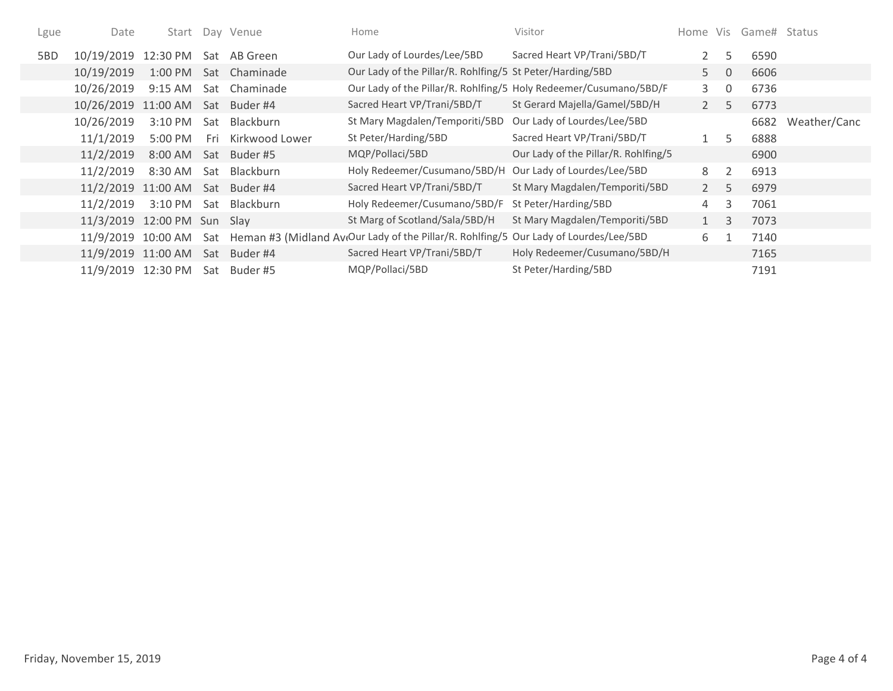| Lgue | Date | Start | Day | Venue | Home | Visitor | Home | Vis | Game# | Status |
|---|---|---|---|---|---|---|---|---|---|---|
| 5BD | 10/19/2019 | 12:30 PM | Sat | AB Green | Our Lady of Lourdes/Lee/5BD | Sacred Heart VP/Trani/5BD/T | 2 | 5 | 6590 | |
| | 10/19/2019 | 1:00 PM | Sat | Chaminade | Our Lady of the Pillar/R. Rohlfing/5 | St Peter/Harding/5BD | 5 | 0 | 6606 | |
| | 10/26/2019 | 9:15 AM | Sat | Chaminade | Our Lady of the Pillar/R. Rohlfing/5 | Holy Redeemer/Cusumano/5BD/F | 3 | 0 | 6736 | |
| | 10/26/2019 | 11:00 AM | Sat | Buder #4 | Sacred Heart VP/Trani/5BD/T | St Gerard Majella/Gamel/5BD/H | 2 | 5 | 6773 | |
| | 10/26/2019 | 3:10 PM | Sat | Blackburn | St Mary Magdalen/Temporiti/5BD | Our Lady of Lourdes/Lee/5BD | | | 6682 | Weather/Canc |
| | 11/1/2019 | 5:00 PM | Fri | Kirkwood Lower | St Peter/Harding/5BD | Sacred Heart VP/Trani/5BD/T | 1 | 5 | 6888 | |
| | 11/2/2019 | 8:00 AM | Sat | Buder #5 | MQP/Pollaci/5BD | Our Lady of the Pillar/R. Rohlfing/5 | | | 6900 | |
| | 11/2/2019 | 8:30 AM | Sat | Blackburn | Holy Redeemer/Cusumano/5BD/H | Our Lady of Lourdes/Lee/5BD | 8 | 2 | 6913 | |
| | 11/2/2019 | 11:00 AM | Sat | Buder #4 | Sacred Heart VP/Trani/5BD/T | St Mary Magdalen/Temporiti/5BD | 2 | 5 | 6979 | |
| | 11/2/2019 | 3:10 PM | Sat | Blackburn | Holy Redeemer/Cusumano/5BD/F | St Peter/Harding/5BD | 4 | 3 | 7061 | |
| | 11/3/2019 | 12:00 PM | Sun | Slay | St Marg of Scotland/Sala/5BD/H | St Mary Magdalen/Temporiti/5BD | 1 | 3 | 7073 | |
| | 11/9/2019 | 10:00 AM | Sat | Heman #3 (Midland Av | Our Lady of the Pillar/R. Rohlfing/5 | Our Lady of Lourdes/Lee/5BD | 6 | 1 | 7140 | |
| | 11/9/2019 | 11:00 AM | Sat | Buder #4 | Sacred Heart VP/Trani/5BD/T | Holy Redeemer/Cusumano/5BD/H | | | 7165 | |
| | 11/9/2019 | 12:30 PM | Sat | Buder #5 | MQP/Pollaci/5BD | St Peter/Harding/5BD | | | 7191 | |

Friday, November 15, 2019